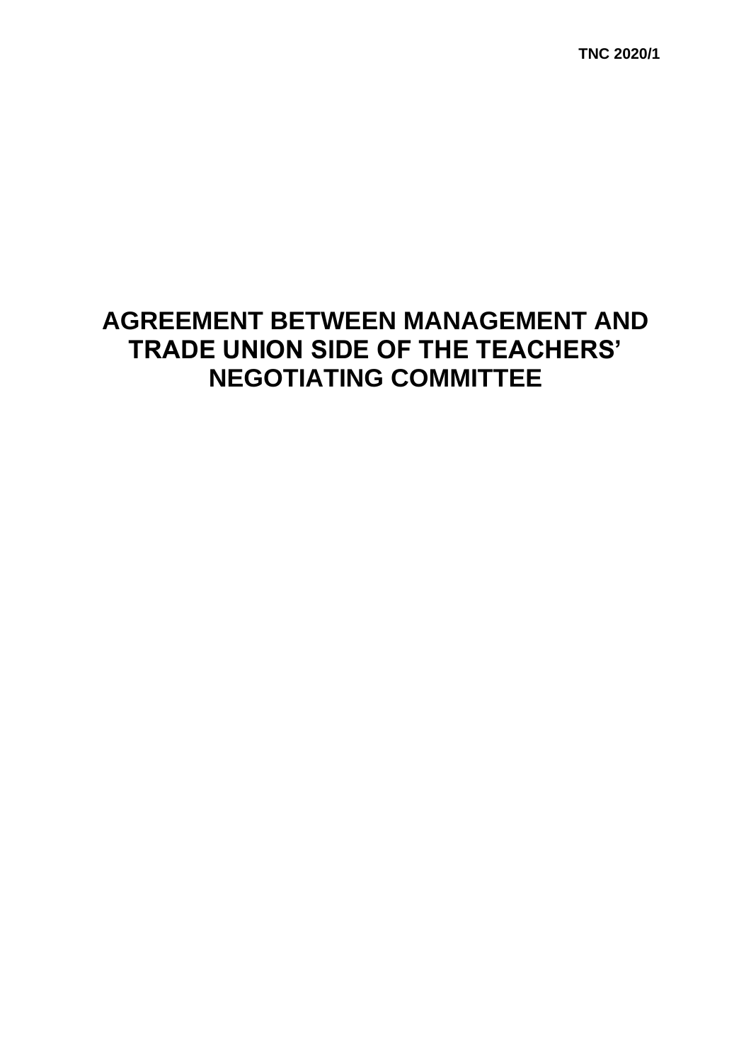TNC 2020/1

# AGREEMENT BETWEEN MANAGEMENT AND TRADE UNION SIDE OF THE TEACHERS' NEGOTIATING COMMITTEE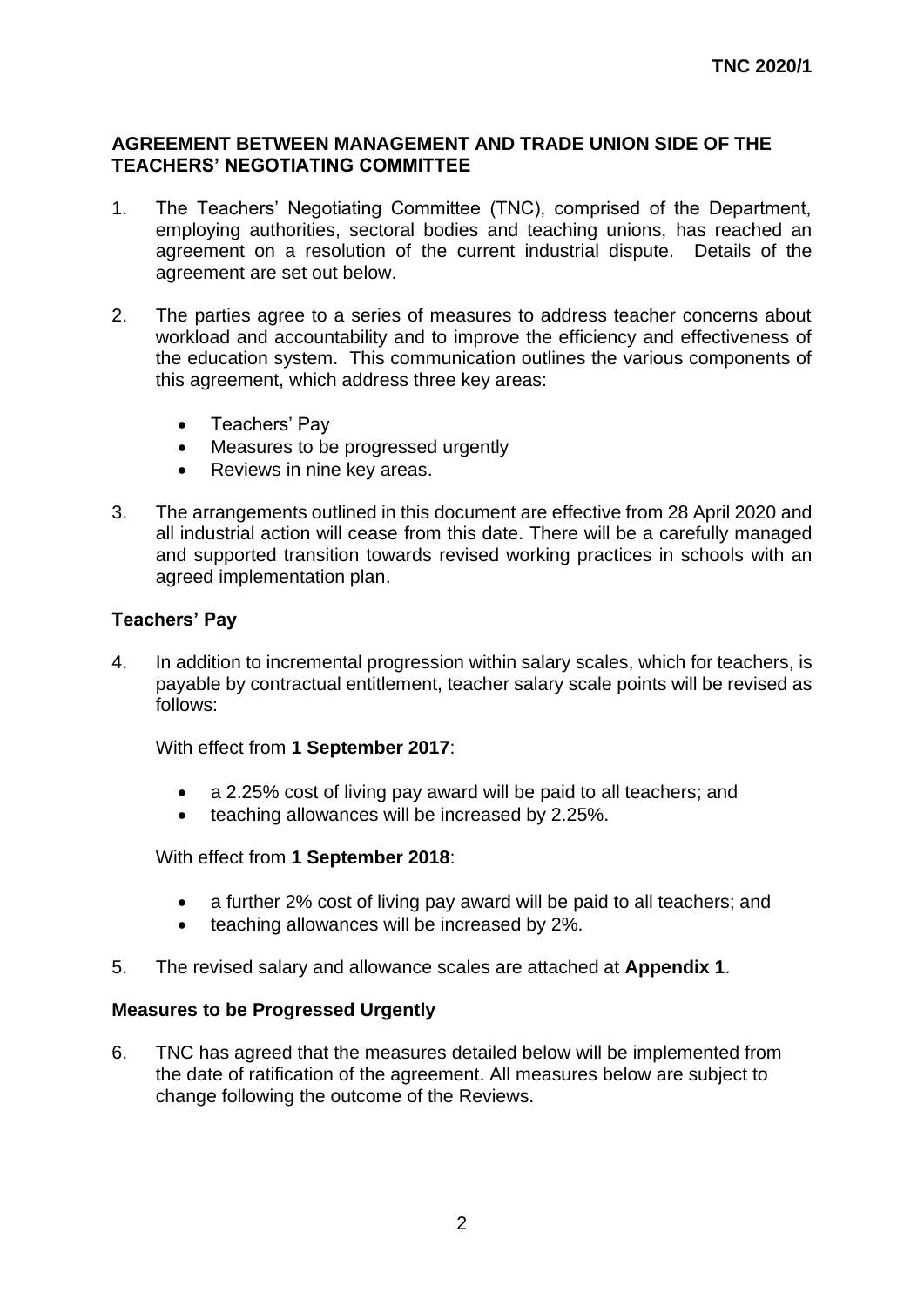## AGREEMENT BETWEEN MANAGEMENT AND TRADE UNION SIDE OF THE TEACHERS' NEGOTIATING COMMITTEE

1. The Teachers' Negotiating Committee (TNC), comprised of the Department, employing authorities, sectoral bodies and teaching unions, has reached an agreement on a resolution of the current industrial dispute. Details of the agreement are set out below.

2. The parties agree to a series of measures to address teacher concerns about workload and accountability and to improve the efficiency and effectiveness of the education system. This communication outlines the various components of this agreement, which address three key areas:

   - Teachers' Pay
   - Measures to be progressed urgently
   - Reviews in nine key areas.

3. The arrangements outlined in this document are effective from 28 April 2020 and all industrial action will cease from this date. There will be a carefully managed and supported transition towards revised working practices in schools with an agreed implementation plan.

### Teachers' Pay

4. In addition to incremental progression within salary scales, which for teachers, is payable by contractual entitlement, teacher salary scale points will be revised as follows:

   With effect from **1 September 2017**:

   - a 2.25% cost of living pay award will be paid to all teachers; and
   - teaching allowances will be increased by 2.25%.

   With effect from **1 September 2018**:

   - a further 2% cost of living pay award will be paid to all teachers; and
   - teaching allowances will be increased by 2%.

5. The revised salary and allowance scales are attached at **Appendix 1**.

### Measures to be Progressed Urgently

6. TNC has agreed that the measures detailed below will be implemented from the date of ratification of the agreement. All measures below are subject to change following the outcome of the Reviews.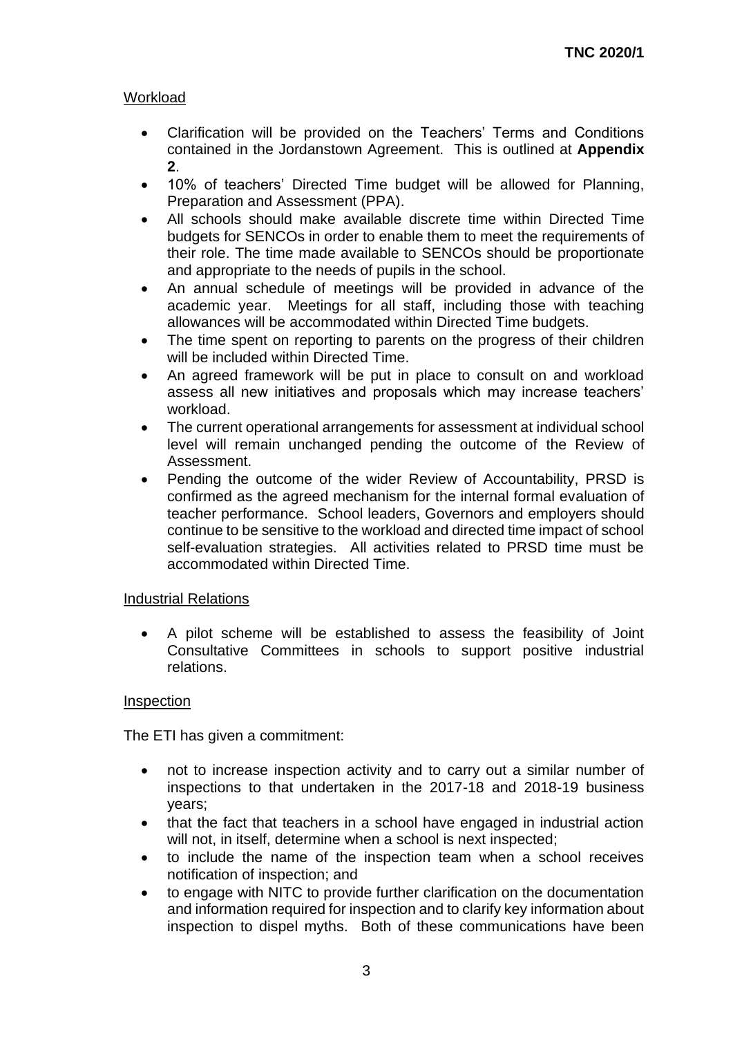Workload

- Clarification will be provided on the Teachers' Terms and Conditions contained in the Jordanstown Agreement. This is outlined at **Appendix 2**.
- 10% of teachers' Directed Time budget will be allowed for Planning, Preparation and Assessment (PPA).
- All schools should make available discrete time within Directed Time budgets for SENCOs in order to enable them to meet the requirements of their role. The time made available to SENCOs should be proportionate and appropriate to the needs of pupils in the school.
- An annual schedule of meetings will be provided in advance of the academic year. Meetings for all staff, including those with teaching allowances will be accommodated within Directed Time budgets.
- The time spent on reporting to parents on the progress of their children will be included within Directed Time.
- An agreed framework will be put in place to consult on and workload assess all new initiatives and proposals which may increase teachers' workload.
- The current operational arrangements for assessment at individual school level will remain unchanged pending the outcome of the Review of Assessment.
- Pending the outcome of the wider Review of Accountability, PRSD is confirmed as the agreed mechanism for the internal formal evaluation of teacher performance. School leaders, Governors and employers should continue to be sensitive to the workload and directed time impact of school self-evaluation strategies. All activities related to PRSD time must be accommodated within Directed Time.

Industrial Relations

- A pilot scheme will be established to assess the feasibility of Joint Consultative Committees in schools to support positive industrial relations.

Inspection

The ETI has given a commitment:

- not to increase inspection activity and to carry out a similar number of inspections to that undertaken in the 2017-18 and 2018-19 business years;
- that the fact that teachers in a school have engaged in industrial action will not, in itself, determine when a school is next inspected;
- to include the name of the inspection team when a school receives notification of inspection; and
- to engage with NITC to provide further clarification on the documentation and information required for inspection and to clarify key information about inspection to dispel myths. Both of these communications have been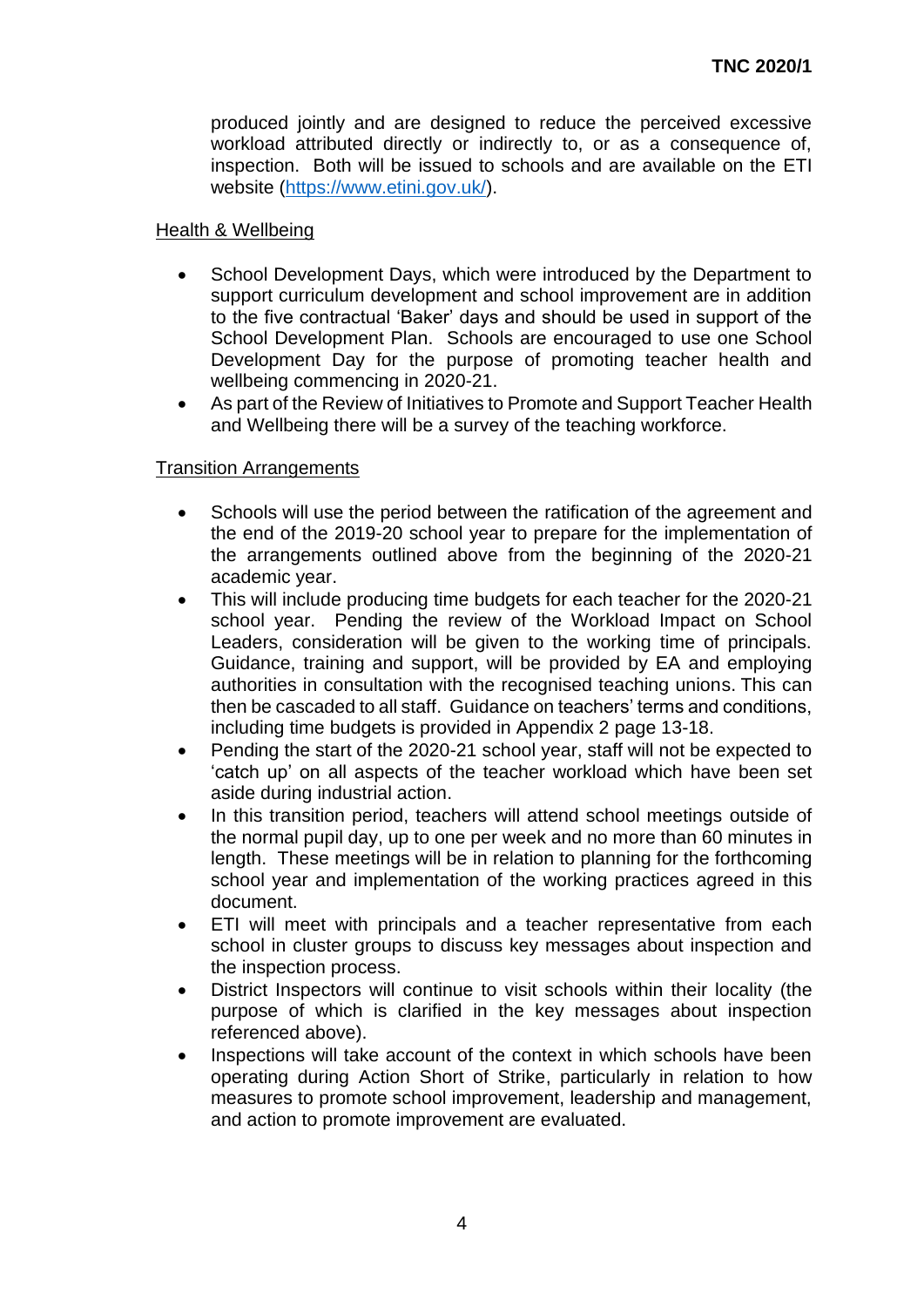produced jointly and are designed to reduce the perceived excessive workload attributed directly or indirectly to, or as a consequence of, inspection. Both will be issued to schools and are available on the ETI website (https://www.etini.gov.uk/).

Health & Wellbeing

- School Development Days, which were introduced by the Department to support curriculum development and school improvement are in addition to the five contractual 'Baker' days and should be used in support of the School Development Plan. Schools are encouraged to use one School Development Day for the purpose of promoting teacher health and wellbeing commencing in 2020-21.
- As part of the Review of Initiatives to Promote and Support Teacher Health and Wellbeing there will be a survey of the teaching workforce.

Transition Arrangements

- Schools will use the period between the ratification of the agreement and the end of the 2019-20 school year to prepare for the implementation of the arrangements outlined above from the beginning of the 2020-21 academic year.
- This will include producing time budgets for each teacher for the 2020-21 school year. Pending the review of the Workload Impact on School Leaders, consideration will be given to the working time of principals. Guidance, training and support, will be provided by EA and employing authorities in consultation with the recognised teaching unions. This can then be cascaded to all staff. Guidance on teachers' terms and conditions, including time budgets is provided in Appendix 2 page 13-18.
- Pending the start of the 2020-21 school year, staff will not be expected to 'catch up' on all aspects of the teacher workload which have been set aside during industrial action.
- In this transition period, teachers will attend school meetings outside of the normal pupil day, up to one per week and no more than 60 minutes in length. These meetings will be in relation to planning for the forthcoming school year and implementation of the working practices agreed in this document.
- ETI will meet with principals and a teacher representative from each school in cluster groups to discuss key messages about inspection and the inspection process.
- District Inspectors will continue to visit schools within their locality (the purpose of which is clarified in the key messages about inspection referenced above).
- Inspections will take account of the context in which schools have been operating during Action Short of Strike, particularly in relation to how measures to promote school improvement, leadership and management, and action to promote improvement are evaluated.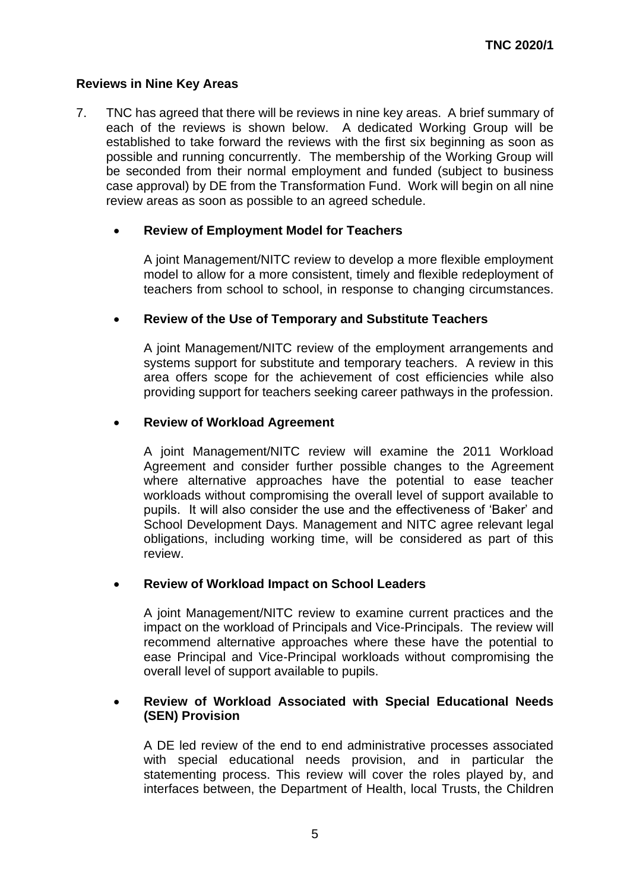## Reviews in Nine Key Areas

7. TNC has agreed that there will be reviews in nine key areas. A brief summary of each of the reviews is shown below. A dedicated Working Group will be established to take forward the reviews with the first six beginning as soon as possible and running concurrently. The membership of the Working Group will be seconded from their normal employment and funded (subject to business case approval) by DE from the Transformation Fund. Work will begin on all nine review areas as soon as possible to an agreed schedule.

   - **Review of Employment Model for Teachers**

     A joint Management/NITC review to develop a more flexible employment model to allow for a more consistent, timely and flexible redeployment of teachers from school to school, in response to changing circumstances.

   - **Review of the Use of Temporary and Substitute Teachers**

     A joint Management/NITC review of the employment arrangements and systems support for substitute and temporary teachers. A review in this area offers scope for the achievement of cost efficiencies while also providing support for teachers seeking career pathways in the profession.

   - **Review of Workload Agreement**

     A joint Management/NITC review will examine the 2011 Workload Agreement and consider further possible changes to the Agreement where alternative approaches have the potential to ease teacher workloads without compromising the overall level of support available to pupils. It will also consider the use and the effectiveness of 'Baker' and School Development Days. Management and NITC agree relevant legal obligations, including working time, will be considered as part of this review.

   - **Review of Workload Impact on School Leaders**

     A joint Management/NITC review to examine current practices and the impact on the workload of Principals and Vice-Principals. The review will recommend alternative approaches where these have the potential to ease Principal and Vice-Principal workloads without compromising the overall level of support available to pupils.

   - **Review of Workload Associated with Special Educational Needs (SEN) Provision**

     A DE led review of the end to end administrative processes associated with special educational needs provision, and in particular the statementing process. This review will cover the roles played by, and interfaces between, the Department of Health, local Trusts, the Children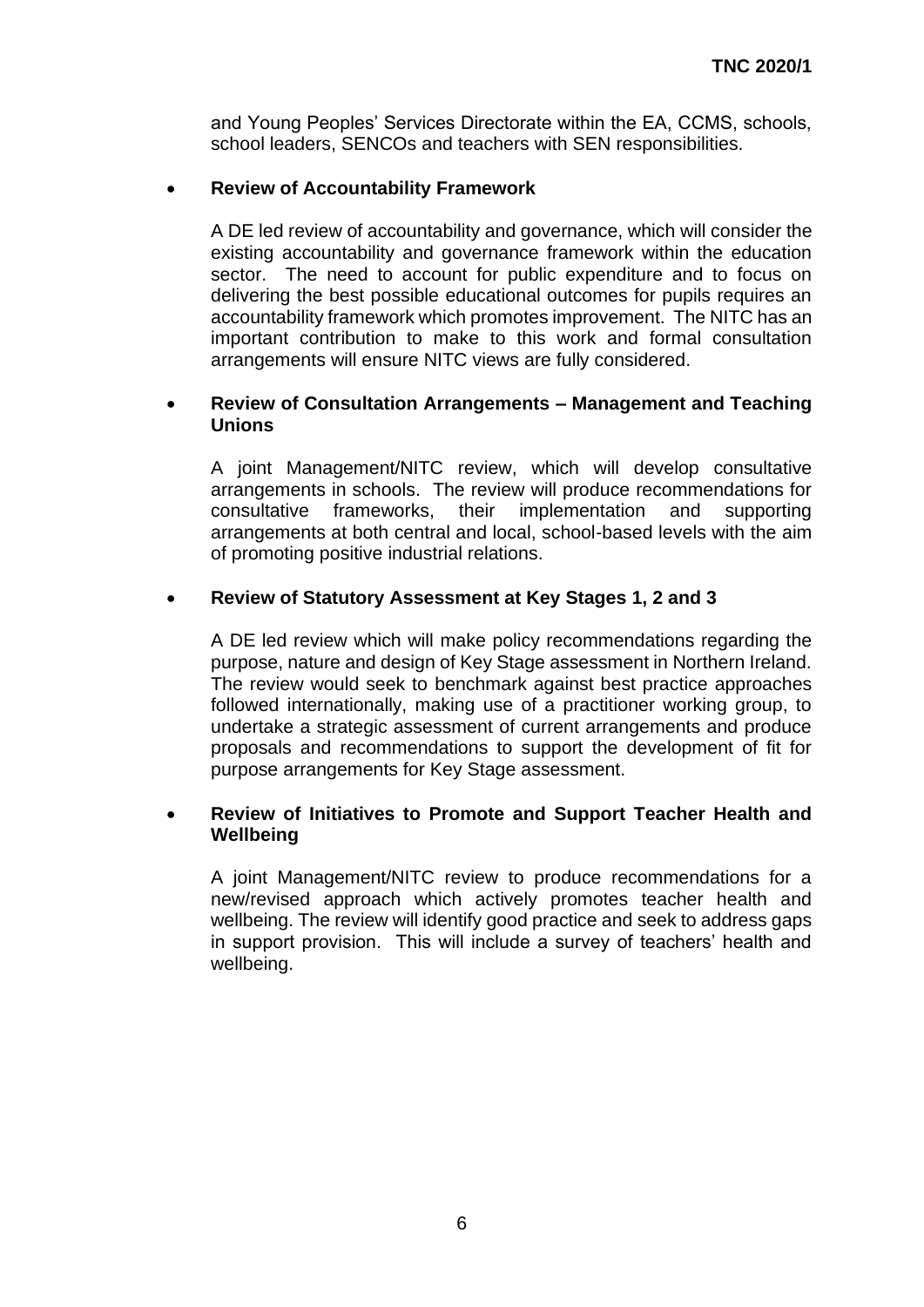and Young Peoples' Services Directorate within the EA, CCMS, schools, school leaders, SENCOs and teachers with SEN responsibilities.

- **Review of Accountability Framework**

  A DE led review of accountability and governance, which will consider the existing accountability and governance framework within the education sector. The need to account for public expenditure and to focus on delivering the best possible educational outcomes for pupils requires an accountability framework which promotes improvement. The NITC has an important contribution to make to this work and formal consultation arrangements will ensure NITC views are fully considered.

- **Review of Consultation Arrangements – Management and Teaching Unions**

  A joint Management/NITC review, which will develop consultative arrangements in schools. The review will produce recommendations for consultative frameworks, their implementation and supporting arrangements at both central and local, school-based levels with the aim of promoting positive industrial relations.

- **Review of Statutory Assessment at Key Stages 1, 2 and 3**

  A DE led review which will make policy recommendations regarding the purpose, nature and design of Key Stage assessment in Northern Ireland. The review would seek to benchmark against best practice approaches followed internationally, making use of a practitioner working group, to undertake a strategic assessment of current arrangements and produce proposals and recommendations to support the development of fit for purpose arrangements for Key Stage assessment.

- **Review of Initiatives to Promote and Support Teacher Health and Wellbeing**

  A joint Management/NITC review to produce recommendations for a new/revised approach which actively promotes teacher health and wellbeing. The review will identify good practice and seek to address gaps in support provision. This will include a survey of teachers' health and wellbeing.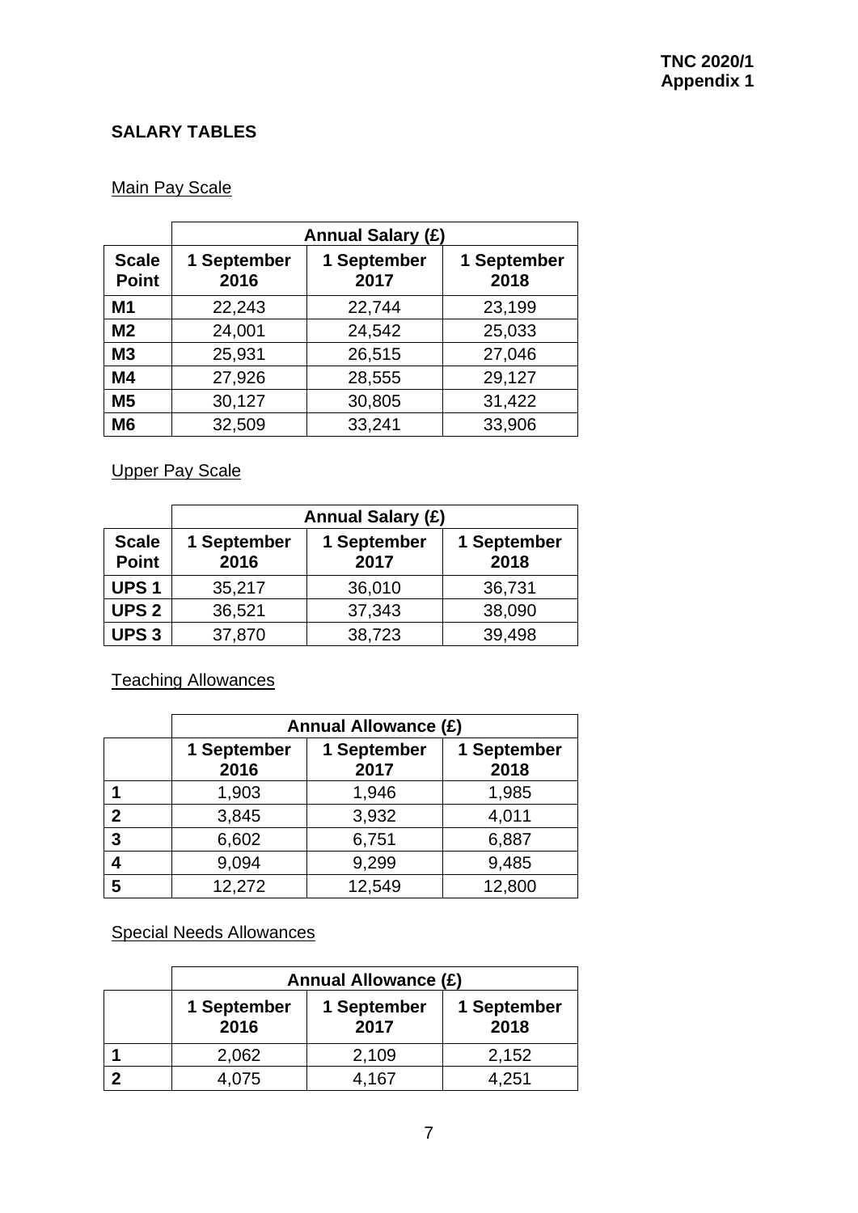**TNC 2020/1**
**Appendix 1**

## SALARY TABLES

### Main Pay Scale

| | Annual Salary (£) | | |
|---|---|---|---|
| **Scale Point** | **1 September 2016** | **1 September 2017** | **1 September 2018** |
| **M1** | 22,243 | 22,744 | 23,199 |
| **M2** | 24,001 | 24,542 | 25,033 |
| **M3** | 25,931 | 26,515 | 27,046 |
| **M4** | 27,926 | 28,555 | 29,127 |
| **M5** | 30,127 | 30,805 | 31,422 |
| **M6** | 32,509 | 33,241 | 33,906 |

### Upper Pay Scale

| | Annual Salary (£) | | |
|---|---|---|---|
| **Scale Point** | **1 September 2016** | **1 September 2017** | **1 September 2018** |
| **UPS 1** | 35,217 | 36,010 | 36,731 |
| **UPS 2** | 36,521 | 37,343 | 38,090 |
| **UPS 3** | 37,870 | 38,723 | 39,498 |

### Teaching Allowances

| | Annual Allowance (£) | | |
|---|---|---|---|
| | **1 September 2016** | **1 September 2017** | **1 September 2018** |
| **1** | 1,903 | 1,946 | 1,985 |
| **2** | 3,845 | 3,932 | 4,011 |
| **3** | 6,602 | 6,751 | 6,887 |
| **4** | 9,094 | 9,299 | 9,485 |
| **5** | 12,272 | 12,549 | 12,800 |

### Special Needs Allowances

| | Annual Allowance (£) | | |
|---|---|---|---|
| | **1 September 2016** | **1 September 2017** | **1 September 2018** |
| **1** | 2,062 | 2,109 | 2,152 |
| **2** | 4,075 | 4,167 | 4,251 |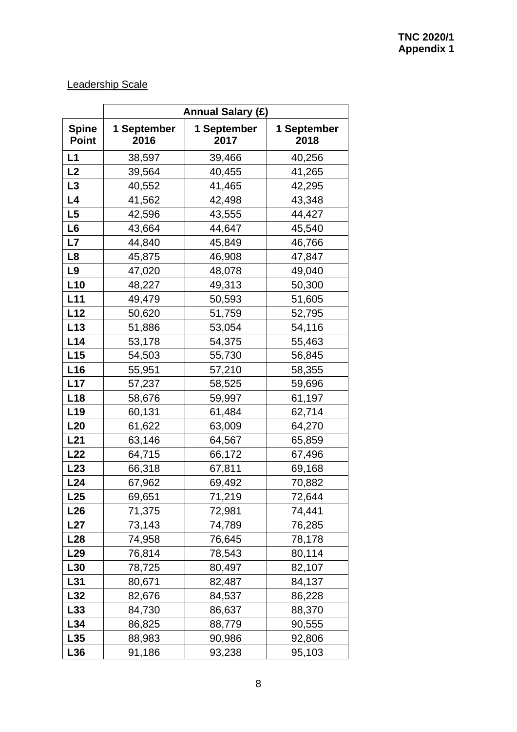TNC 2020/1
Appendix 1

Leadership Scale

| | Annual Salary (£) | | |
|---|---|---|---|
| **Spine Point** | **1 September 2016** | **1 September 2017** | **1 September 2018** |
| **L1** | 38,597 | 39,466 | 40,256 |
| **L2** | 39,564 | 40,455 | 41,265 |
| **L3** | 40,552 | 41,465 | 42,295 |
| **L4** | 41,562 | 42,498 | 43,348 |
| **L5** | 42,596 | 43,555 | 44,427 |
| **L6** | 43,664 | 44,647 | 45,540 |
| **L7** | 44,840 | 45,849 | 46,766 |
| **L8** | 45,875 | 46,908 | 47,847 |
| **L9** | 47,020 | 48,078 | 49,040 |
| **L10** | 48,227 | 49,313 | 50,300 |
| **L11** | 49,479 | 50,593 | 51,605 |
| **L12** | 50,620 | 51,759 | 52,795 |
| **L13** | 51,886 | 53,054 | 54,116 |
| **L14** | 53,178 | 54,375 | 55,463 |
| **L15** | 54,503 | 55,730 | 56,845 |
| **L16** | 55,951 | 57,210 | 58,355 |
| **L17** | 57,237 | 58,525 | 59,696 |
| **L18** | 58,676 | 59,997 | 61,197 |
| **L19** | 60,131 | 61,484 | 62,714 |
| **L20** | 61,622 | 63,009 | 64,270 |
| **L21** | 63,146 | 64,567 | 65,859 |
| **L22** | 64,715 | 66,172 | 67,496 |
| **L23** | 66,318 | 67,811 | 69,168 |
| **L24** | 67,962 | 69,492 | 70,882 |
| **L25** | 69,651 | 71,219 | 72,644 |
| **L26** | 71,375 | 72,981 | 74,441 |
| **L27** | 73,143 | 74,789 | 76,285 |
| **L28** | 74,958 | 76,645 | 78,178 |
| **L29** | 76,814 | 78,543 | 80,114 |
| **L30** | 78,725 | 80,497 | 82,107 |
| **L31** | 80,671 | 82,487 | 84,137 |
| **L32** | 82,676 | 84,537 | 86,228 |
| **L33** | 84,730 | 86,637 | 88,370 |
| **L34** | 86,825 | 88,779 | 90,555 |
| **L35** | 88,983 | 90,986 | 92,806 |
| **L36** | 91,186 | 93,238 | 95,103 |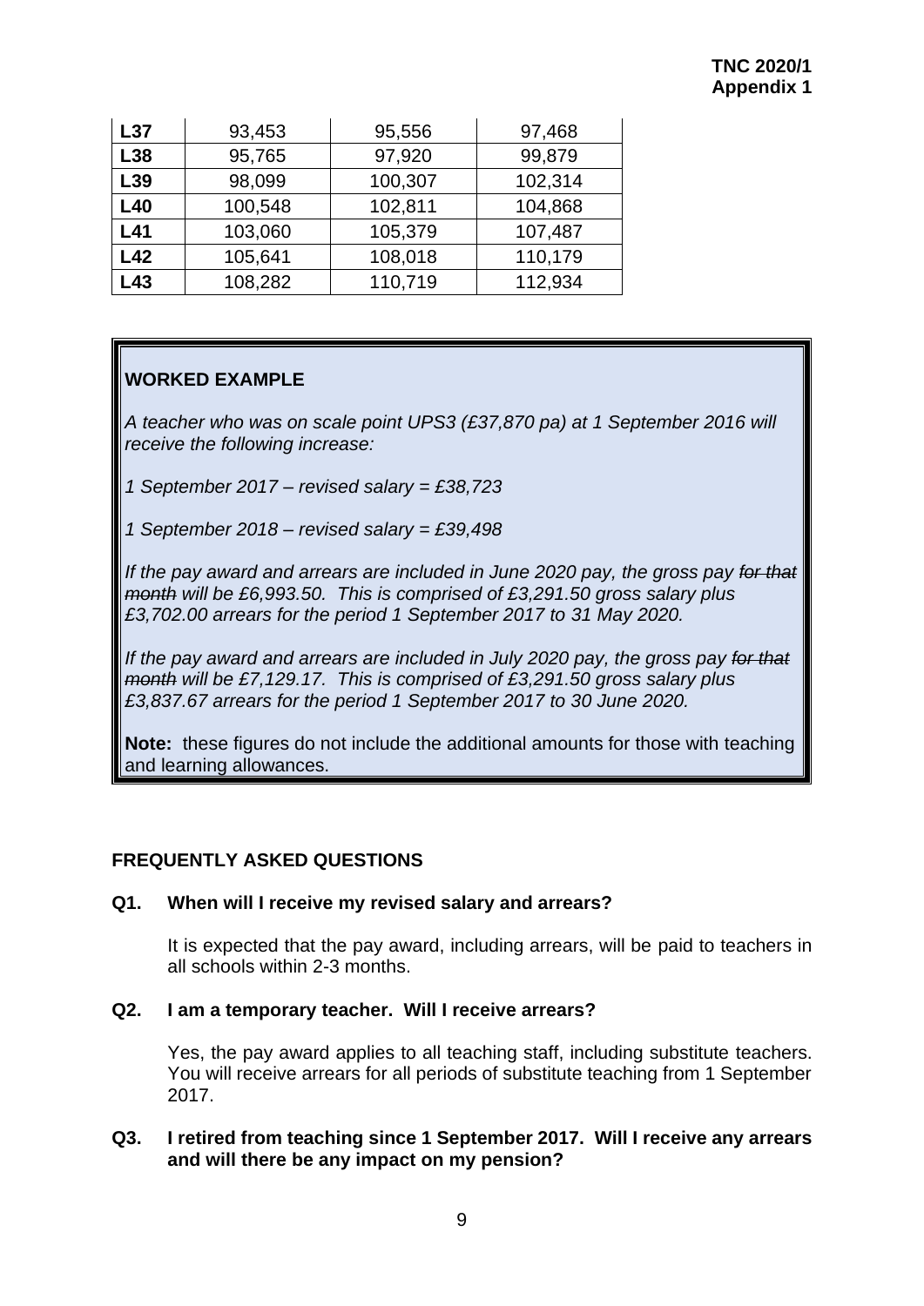| L37 | 93,453 | 95,556 | 97,468 |
|---|---|---|---|
| L38 | 95,765 | 97,920 | 99,879 |
| L39 | 98,099 | 100,307 | 102,314 |
| L40 | 100,548 | 102,811 | 104,868 |
| L41 | 103,060 | 105,379 | 107,487 |
| L42 | 105,641 | 108,018 | 110,179 |
| L43 | 108,282 | 110,719 | 112,934 |

**WORKED EXAMPLE**

*A teacher who was on scale point UPS3 (£37,870 pa) at 1 September 2016 will receive the following increase:*

*1 September 2017 – revised salary = £38,723*

*1 September 2018 – revised salary = £39,498*

*If the pay award and arrears are included in June 2020 pay, the gross pay ~~for that month~~ will be £6,993.50. This is comprised of £3,291.50 gross salary plus £3,702.00 arrears for the period 1 September 2017 to 31 May 2020.*

*If the pay award and arrears are included in July 2020 pay, the gross pay ~~for that month~~ will be £7,129.17. This is comprised of £3,291.50 gross salary plus £3,837.67 arrears for the period 1 September 2017 to 30 June 2020.*

**Note:** these figures do not include the additional amounts for those with teaching and learning allowances.

## FREQUENTLY ASKED QUESTIONS

**Q1. When will I receive my revised salary and arrears?**

It is expected that the pay award, including arrears, will be paid to teachers in all schools within 2-3 months.

**Q2. I am a temporary teacher. Will I receive arrears?**

Yes, the pay award applies to all teaching staff, including substitute teachers. You will receive arrears for all periods of substitute teaching from 1 September 2017.

**Q3. I retired from teaching since 1 September 2017. Will I receive any arrears and will there be any impact on my pension?**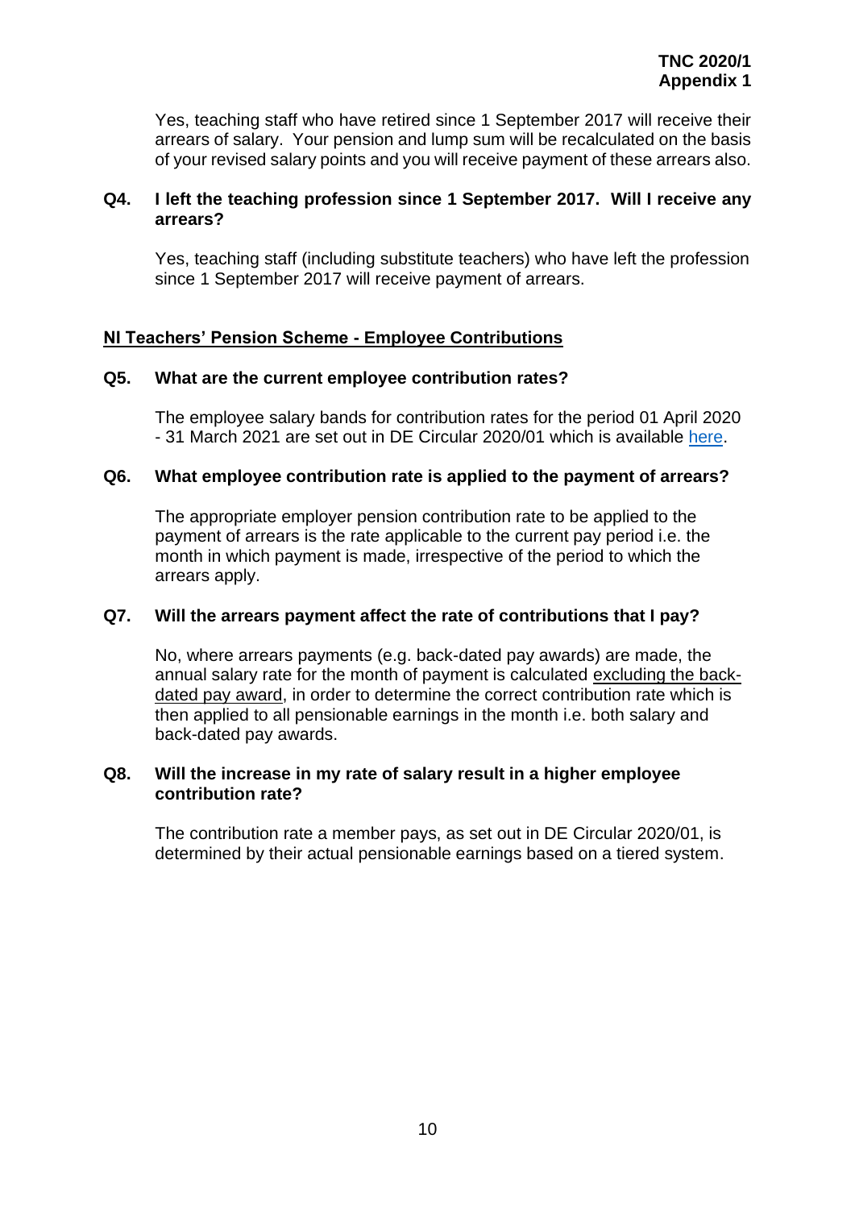Yes, teaching staff who have retired since 1 September 2017 will receive their arrears of salary. Your pension and lump sum will be recalculated on the basis of your revised salary points and you will receive payment of these arrears also.

**Q4. I left the teaching profession since 1 September 2017. Will I receive any arrears?**

Yes, teaching staff (including substitute teachers) who have left the profession since 1 September 2017 will receive payment of arrears.

## NI Teachers' Pension Scheme - Employee Contributions

**Q5. What are the current employee contribution rates?**

The employee salary bands for contribution rates for the period 01 April 2020 - 31 March 2021 are set out in DE Circular 2020/01 which is available [here]().

**Q6. What employee contribution rate is applied to the payment of arrears?**

The appropriate employer pension contribution rate to be applied to the payment of arrears is the rate applicable to the current pay period i.e. the month in which payment is made, irrespective of the period to which the arrears apply.

**Q7. Will the arrears payment affect the rate of contributions that I pay?**

No, where arrears payments (e.g. back-dated pay awards) are made, the annual salary rate for the month of payment is calculated excluding the back-dated pay award, in order to determine the correct contribution rate which is then applied to all pensionable earnings in the month i.e. both salary and back-dated pay awards.

**Q8. Will the increase in my rate of salary result in a higher employee contribution rate?**

The contribution rate a member pays, as set out in DE Circular 2020/01, is determined by their actual pensionable earnings based on a tiered system.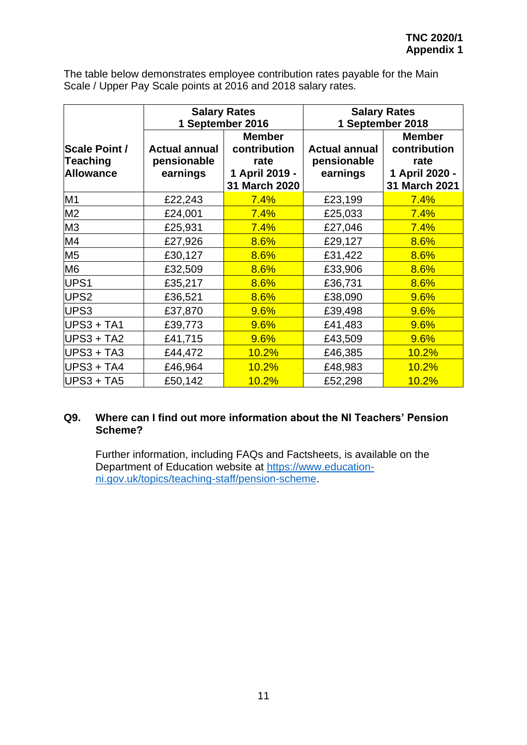The table below demonstrates employee contribution rates payable for the Main Scale / Upper Pay Scale points at 2016 and 2018 salary rates.

| Scale Point / Teaching Allowance | Salary Rates 1 September 2016 | | Salary Rates 1 September 2018 | |
|---|---|---|---|---|
| | Actual annual pensionable earnings | Member contribution rate 1 April 2019 - 31 March 2020 | Actual annual pensionable earnings | Member contribution rate 1 April 2020 - 31 March 2021 |
| M1 | £22,243 | 7.4% | £23,199 | 7.4% |
| M2 | £24,001 | 7.4% | £25,033 | 7.4% |
| M3 | £25,931 | 7.4% | £27,046 | 7.4% |
| M4 | £27,926 | 8.6% | £29,127 | 8.6% |
| M5 | £30,127 | 8.6% | £31,422 | 8.6% |
| M6 | £32,509 | 8.6% | £33,906 | 8.6% |
| UPS1 | £35,217 | 8.6% | £36,731 | 8.6% |
| UPS2 | £36,521 | 8.6% | £38,090 | 9.6% |
| UPS3 | £37,870 | 9.6% | £39,498 | 9.6% |
| UPS3 + TA1 | £39,773 | 9.6% | £41,483 | 9.6% |
| UPS3 + TA2 | £41,715 | 9.6% | £43,509 | 9.6% |
| UPS3 + TA3 | £44,472 | 10.2% | £46,385 | 10.2% |
| UPS3 + TA4 | £46,964 | 10.2% | £48,983 | 10.2% |
| UPS3 + TA5 | £50,142 | 10.2% | £52,298 | 10.2% |

**Q9. Where can I find out more information about the NI Teachers' Pension Scheme?**

Further information, including FAQs and Factsheets, is available on the Department of Education website at [https://www.education-ni.gov.uk/topics/teaching-staff/pension-scheme](https://www.education-ni.gov.uk/topics/teaching-staff/pension-scheme).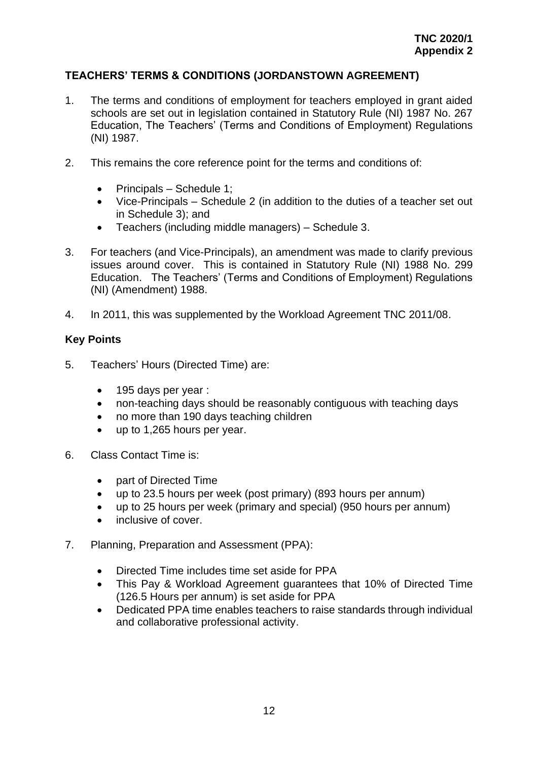**TNC 2020/1**
**Appendix 2**

## TEACHERS' TERMS & CONDITIONS (JORDANSTOWN AGREEMENT)

1. The terms and conditions of employment for teachers employed in grant aided schools are set out in legislation contained in Statutory Rule (NI) 1987 No. 267 Education, The Teachers' (Terms and Conditions of Employment) Regulations (NI) 1987.

2. This remains the core reference point for the terms and conditions of:

   - Principals – Schedule 1;
   - Vice-Principals – Schedule 2 (in addition to the duties of a teacher set out in Schedule 3); and
   - Teachers (including middle managers) – Schedule 3.

3. For teachers (and Vice-Principals), an amendment was made to clarify previous issues around cover. This is contained in Statutory Rule (NI) 1988 No. 299 Education. The Teachers' (Terms and Conditions of Employment) Regulations (NI) (Amendment) 1988.

4. In 2011, this was supplemented by the Workload Agreement TNC 2011/08.

### Key Points

5. Teachers' Hours (Directed Time) are:

   - 195 days per year :
   - non-teaching days should be reasonably contiguous with teaching days
   - no more than 190 days teaching children
   - up to 1,265 hours per year.

6. Class Contact Time is:

   - part of Directed Time
   - up to 23.5 hours per week (post primary) (893 hours per annum)
   - up to 25 hours per week (primary and special) (950 hours per annum)
   - inclusive of cover.

7. Planning, Preparation and Assessment (PPA):

   - Directed Time includes time set aside for PPA
   - This Pay & Workload Agreement guarantees that 10% of Directed Time (126.5 Hours per annum) is set aside for PPA
   - Dedicated PPA time enables teachers to raise standards through individual and collaborative professional activity.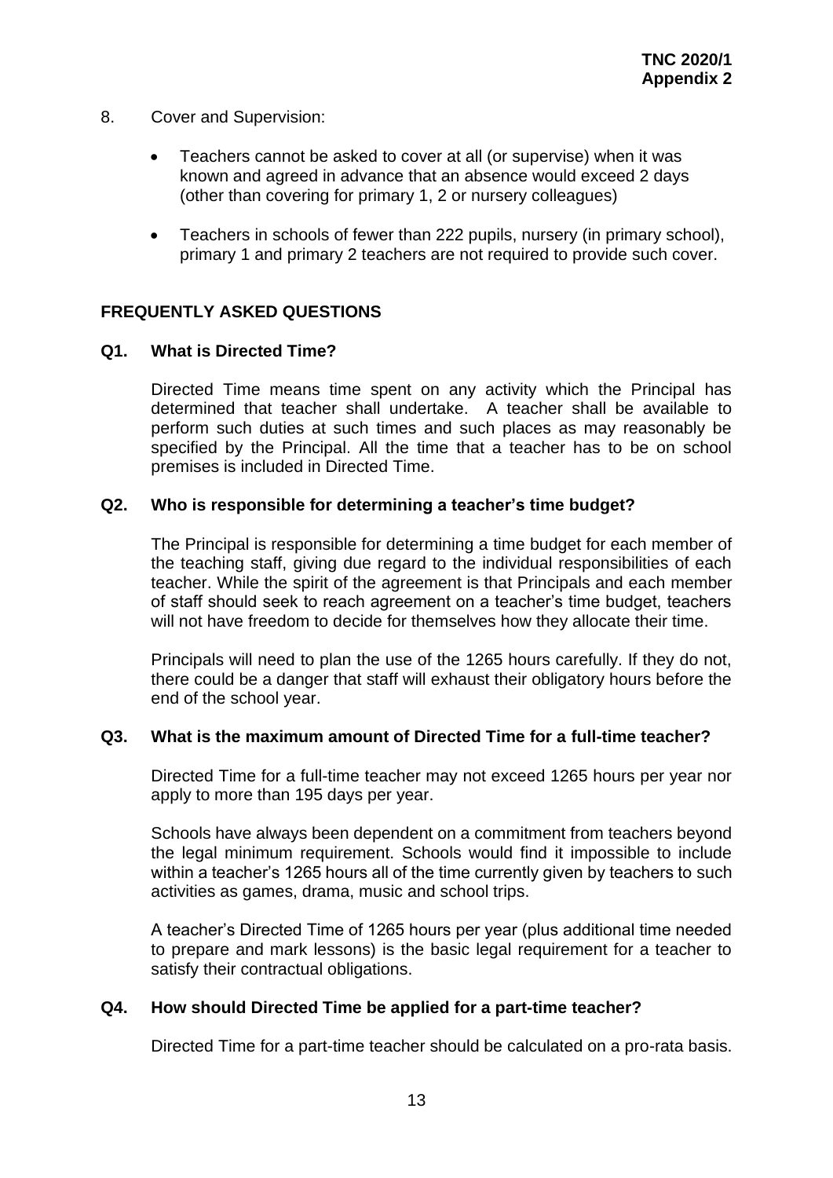8. Cover and Supervision:

   - Teachers cannot be asked to cover at all (or supervise) when it was known and agreed in advance that an absence would exceed 2 days (other than covering for primary 1, 2 or nursery colleagues)

   - Teachers in schools of fewer than 222 pupils, nursery (in primary school), primary 1 and primary 2 teachers are not required to provide such cover.

## FREQUENTLY ASKED QUESTIONS

### Q1. What is Directed Time?

Directed Time means time spent on any activity which the Principal has determined that teacher shall undertake. A teacher shall be available to perform such duties at such times and such places as may reasonably be specified by the Principal. All the time that a teacher has to be on school premises is included in Directed Time.

### Q2. Who is responsible for determining a teacher's time budget?

The Principal is responsible for determining a time budget for each member of the teaching staff, giving due regard to the individual responsibilities of each teacher. While the spirit of the agreement is that Principals and each member of staff should seek to reach agreement on a teacher's time budget, teachers will not have freedom to decide for themselves how they allocate their time.

Principals will need to plan the use of the 1265 hours carefully. If they do not, there could be a danger that staff will exhaust their obligatory hours before the end of the school year.

### Q3. What is the maximum amount of Directed Time for a full-time teacher?

Directed Time for a full-time teacher may not exceed 1265 hours per year nor apply to more than 195 days per year.

Schools have always been dependent on a commitment from teachers beyond the legal minimum requirement. Schools would find it impossible to include within a teacher's 1265 hours all of the time currently given by teachers to such activities as games, drama, music and school trips.

A teacher's Directed Time of 1265 hours per year (plus additional time needed to prepare and mark lessons) is the basic legal requirement for a teacher to satisfy their contractual obligations.

### Q4. How should Directed Time be applied for a part-time teacher?

Directed Time for a part-time teacher should be calculated on a pro-rata basis.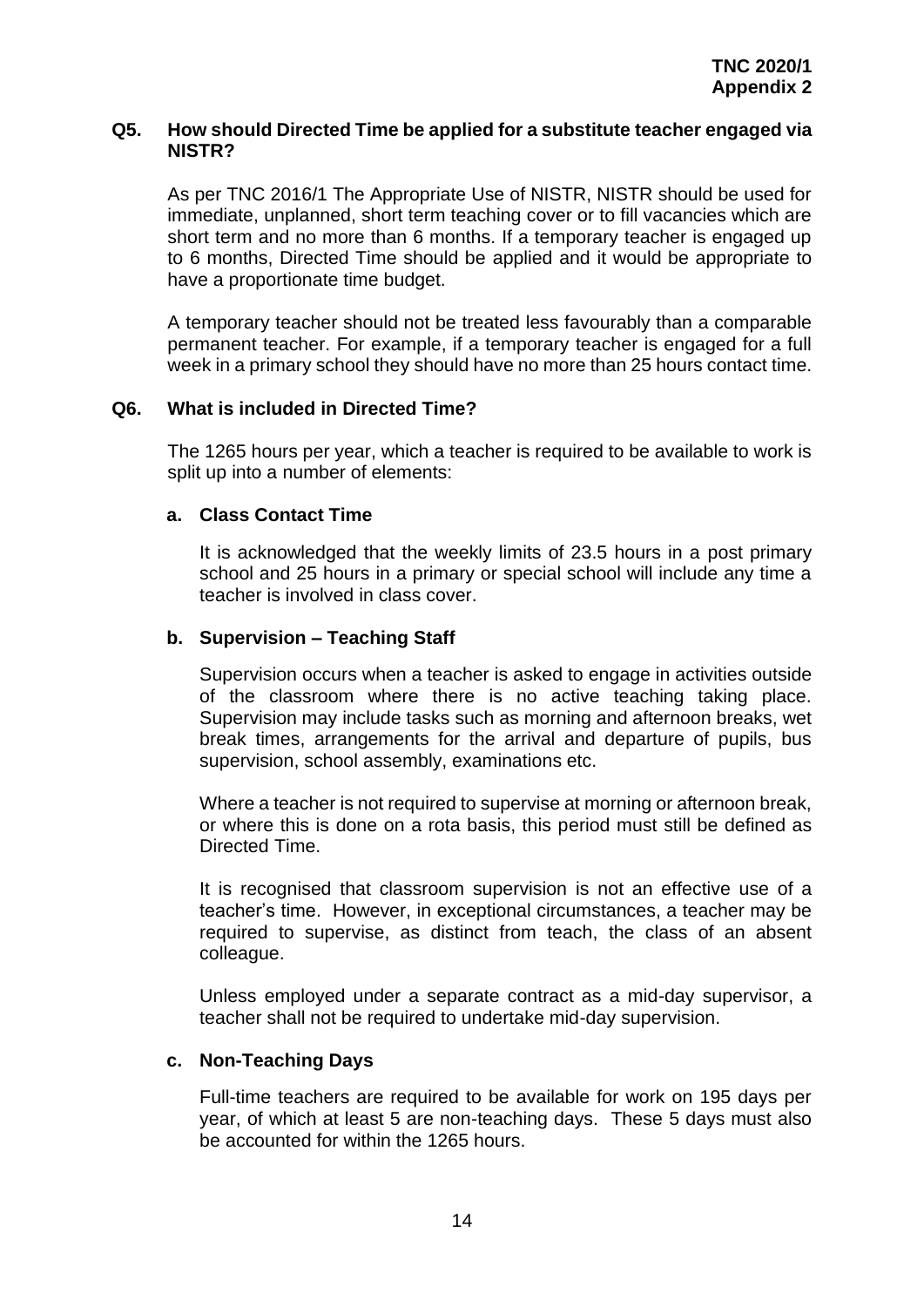### Q5. How should Directed Time be applied for a substitute teacher engaged via NISTR?

As per TNC 2016/1 The Appropriate Use of NISTR, NISTR should be used for immediate, unplanned, short term teaching cover or to fill vacancies which are short term and no more than 6 months. If a temporary teacher is engaged up to 6 months, Directed Time should be applied and it would be appropriate to have a proportionate time budget.

A temporary teacher should not be treated less favourably than a comparable permanent teacher. For example, if a temporary teacher is engaged for a full week in a primary school they should have no more than 25 hours contact time.

### Q6. What is included in Directed Time?

The 1265 hours per year, which a teacher is required to be available to work is split up into a number of elements:

#### a. Class Contact Time

It is acknowledged that the weekly limits of 23.5 hours in a post primary school and 25 hours in a primary or special school will include any time a teacher is involved in class cover.

#### b. Supervision – Teaching Staff

Supervision occurs when a teacher is asked to engage in activities outside of the classroom where there is no active teaching taking place. Supervision may include tasks such as morning and afternoon breaks, wet break times, arrangements for the arrival and departure of pupils, bus supervision, school assembly, examinations etc.

Where a teacher is not required to supervise at morning or afternoon break, or where this is done on a rota basis, this period must still be defined as Directed Time.

It is recognised that classroom supervision is not an effective use of a teacher's time. However, in exceptional circumstances, a teacher may be required to supervise, as distinct from teach, the class of an absent colleague.

Unless employed under a separate contract as a mid-day supervisor, a teacher shall not be required to undertake mid-day supervision.

#### c. Non-Teaching Days

Full-time teachers are required to be available for work on 195 days per year, of which at least 5 are non-teaching days. These 5 days must also be accounted for within the 1265 hours.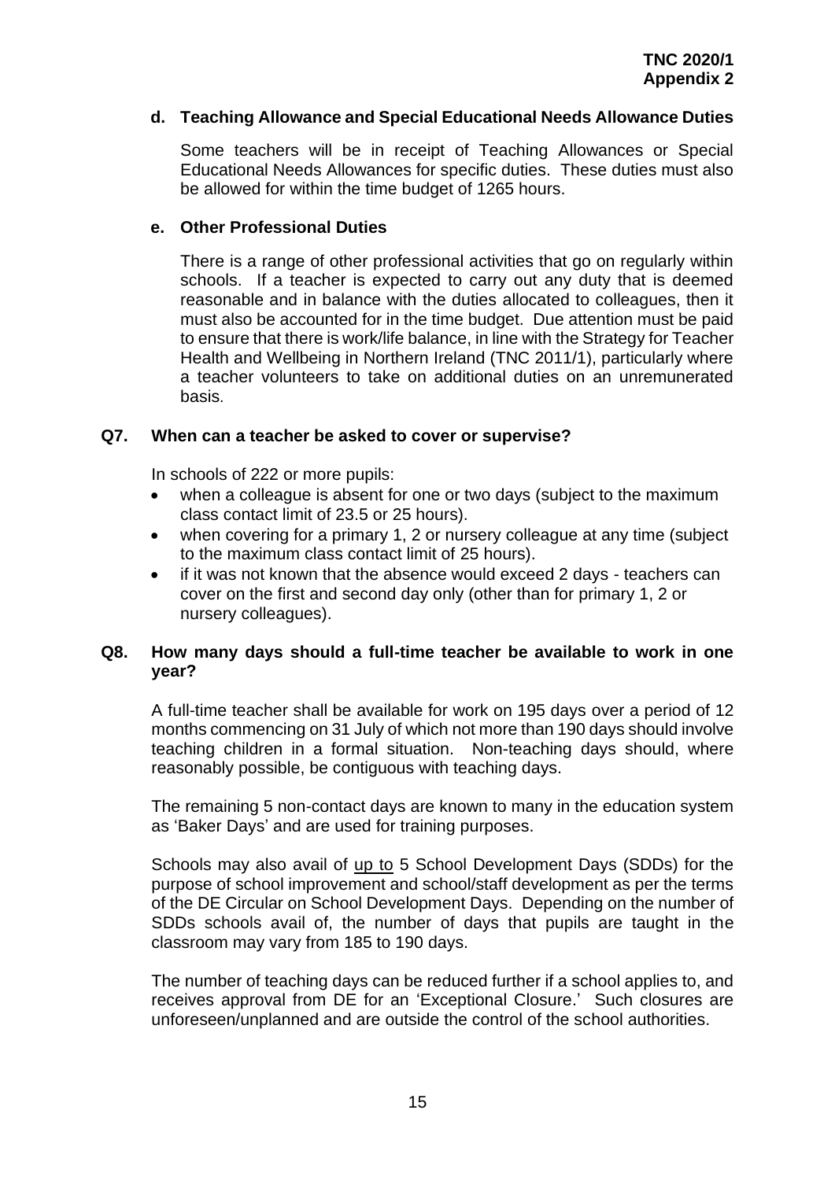**d. Teaching Allowance and Special Educational Needs Allowance Duties**

Some teachers will be in receipt of Teaching Allowances or Special Educational Needs Allowances for specific duties. These duties must also be allowed for within the time budget of 1265 hours.

**e. Other Professional Duties**

There is a range of other professional activities that go on regularly within schools. If a teacher is expected to carry out any duty that is deemed reasonable and in balance with the duties allocated to colleagues, then it must also be accounted for in the time budget. Due attention must be paid to ensure that there is work/life balance, in line with the Strategy for Teacher Health and Wellbeing in Northern Ireland (TNC 2011/1), particularly where a teacher volunteers to take on additional duties on an unremunerated basis.

### Q7. When can a teacher be asked to cover or supervise?

In schools of 222 or more pupils:

- when a colleague is absent for one or two days (subject to the maximum class contact limit of 23.5 or 25 hours).
- when covering for a primary 1, 2 or nursery colleague at any time (subject to the maximum class contact limit of 25 hours).
- if it was not known that the absence would exceed 2 days - teachers can cover on the first and second day only (other than for primary 1, 2 or nursery colleagues).

### Q8. How many days should a full-time teacher be available to work in one year?

A full-time teacher shall be available for work on 195 days over a period of 12 months commencing on 31 July of which not more than 190 days should involve teaching children in a formal situation. Non-teaching days should, where reasonably possible, be contiguous with teaching days.

The remaining 5 non-contact days are known to many in the education system as 'Baker Days' and are used for training purposes.

Schools may also avail of up to 5 School Development Days (SDDs) for the purpose of school improvement and school/staff development as per the terms of the DE Circular on School Development Days. Depending on the number of SDDs schools avail of, the number of days that pupils are taught in the classroom may vary from 185 to 190 days.

The number of teaching days can be reduced further if a school applies to, and receives approval from DE for an 'Exceptional Closure.' Such closures are unforeseen/unplanned and are outside the control of the school authorities.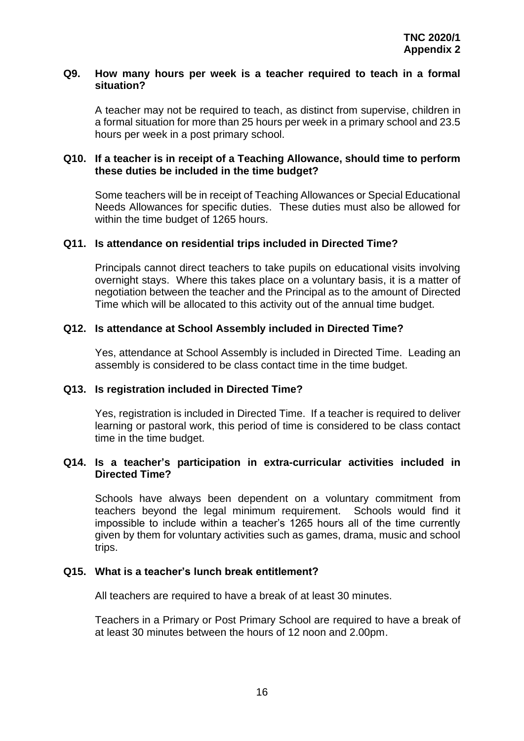### Q9. How many hours per week is a teacher required to teach in a formal situation?

A teacher may not be required to teach, as distinct from supervise, children in a formal situation for more than 25 hours per week in a primary school and 23.5 hours per week in a post primary school.

### Q10. If a teacher is in receipt of a Teaching Allowance, should time to perform these duties be included in the time budget?

Some teachers will be in receipt of Teaching Allowances or Special Educational Needs Allowances for specific duties. These duties must also be allowed for within the time budget of 1265 hours.

### Q11. Is attendance on residential trips included in Directed Time?

Principals cannot direct teachers to take pupils on educational visits involving overnight stays. Where this takes place on a voluntary basis, it is a matter of negotiation between the teacher and the Principal as to the amount of Directed Time which will be allocated to this activity out of the annual time budget.

### Q12. Is attendance at School Assembly included in Directed Time?

Yes, attendance at School Assembly is included in Directed Time. Leading an assembly is considered to be class contact time in the time budget.

### Q13. Is registration included in Directed Time?

Yes, registration is included in Directed Time. If a teacher is required to deliver learning or pastoral work, this period of time is considered to be class contact time in the time budget.

### Q14. Is a teacher's participation in extra-curricular activities included in Directed Time?

Schools have always been dependent on a voluntary commitment from teachers beyond the legal minimum requirement. Schools would find it impossible to include within a teacher's 1265 hours all of the time currently given by them for voluntary activities such as games, drama, music and school trips.

### Q15. What is a teacher's lunch break entitlement?

All teachers are required to have a break of at least 30 minutes.

Teachers in a Primary or Post Primary School are required to have a break of at least 30 minutes between the hours of 12 noon and 2.00pm.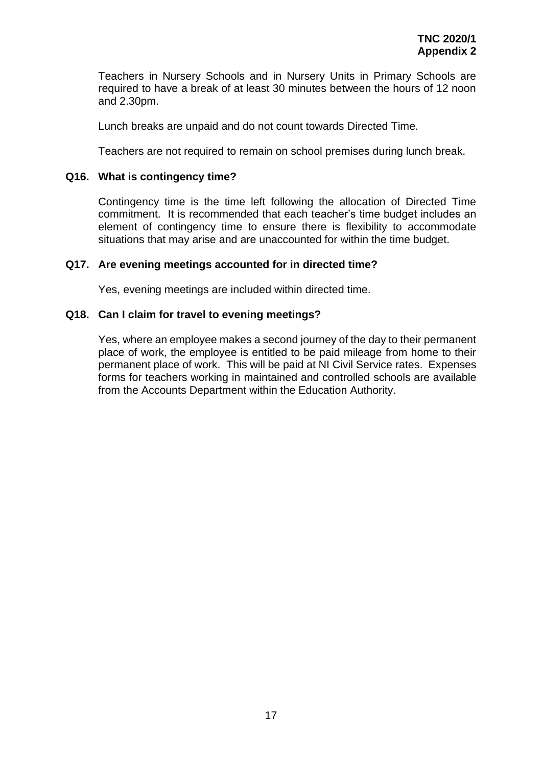Teachers in Nursery Schools and in Nursery Units in Primary Schools are required to have a break of at least 30 minutes between the hours of 12 noon and 2.30pm.

Lunch breaks are unpaid and do not count towards Directed Time.

Teachers are not required to remain on school premises during lunch break.

**Q16. What is contingency time?**

Contingency time is the time left following the allocation of Directed Time commitment. It is recommended that each teacher's time budget includes an element of contingency time to ensure there is flexibility to accommodate situations that may arise and are unaccounted for within the time budget.

**Q17. Are evening meetings accounted for in directed time?**

Yes, evening meetings are included within directed time.

**Q18. Can I claim for travel to evening meetings?**

Yes, where an employee makes a second journey of the day to their permanent place of work, the employee is entitled to be paid mileage from home to their permanent place of work. This will be paid at NI Civil Service rates. Expenses forms for teachers working in maintained and controlled schools are available from the Accounts Department within the Education Authority.